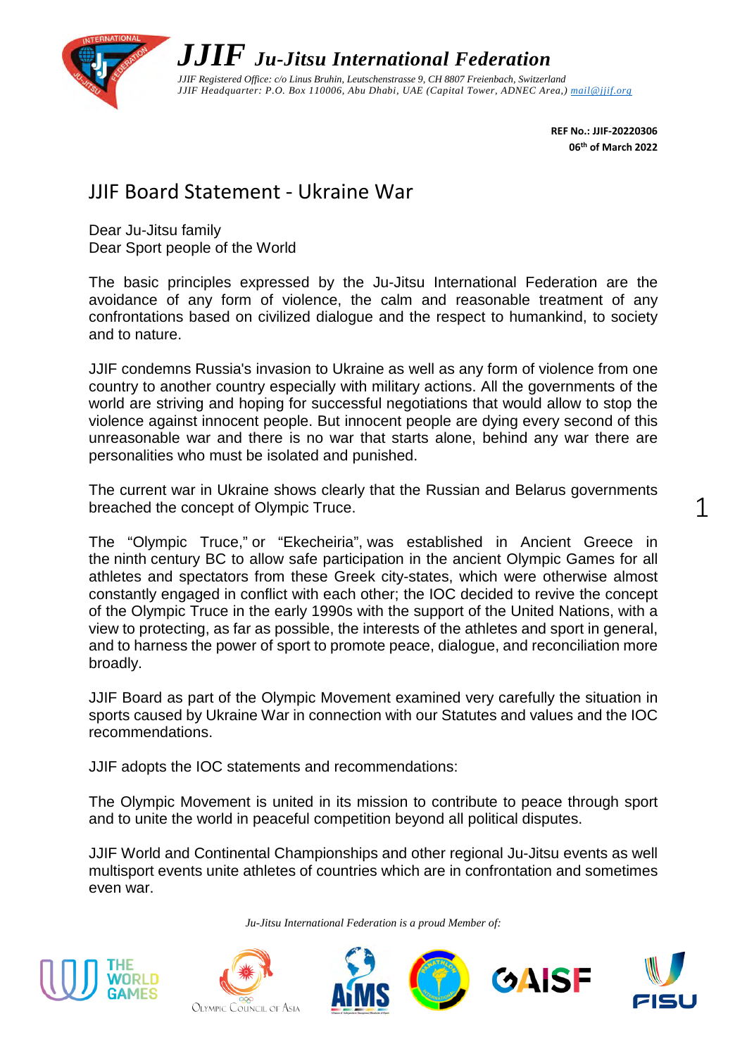**JJIF** ***Ju-Jitsu International Federation***

*JJIF Registered Office: c/o Linus Bruhin, Leutschenstrasse 9, CH 8807 Freienbach, Switzerland*
*JJIF Headquarter: P.O. Box 110006, Abu Dhabi, UAE (Capital Tower, ADNEC Area,) mail@jjif.org*

**REF No.: JJIF-20220306**
**06th of March 2022**

# JJIF Board Statement - Ukraine War

Dear Ju-Jitsu family
Dear Sport people of the World

The basic principles expressed by the Ju-Jitsu International Federation are the avoidance of any form of violence, the calm and reasonable treatment of any confrontations based on civilized dialogue and the respect to humankind, to society and to nature.

JJIF condemns Russia's invasion to Ukraine as well as any form of violence from one country to another country especially with military actions. All the governments of the world are striving and hoping for successful negotiations that would allow to stop the violence against innocent people. But innocent people are dying every second of this unreasonable war and there is no war that starts alone, behind any war there are personalities who must be isolated and punished.

The current war in Ukraine shows clearly that the Russian and Belarus governments breached the concept of Olympic Truce.

The "Olympic Truce," or "Ekecheiria", was established in Ancient Greece in the ninth century BC to allow safe participation in the ancient Olympic Games for all athletes and spectators from these Greek city-states, which were otherwise almost constantly engaged in conflict with each other; the IOC decided to revive the concept of the Olympic Truce in the early 1990s with the support of the United Nations, with a view to protecting, as far as possible, the interests of the athletes and sport in general, and to harness the power of sport to promote peace, dialogue, and reconciliation more broadly.

JJIF Board as part of the Olympic Movement examined very carefully the situation in sports caused by Ukraine War in connection with our Statutes and values and the IOC recommendations.

JJIF adopts the IOC statements and recommendations:

The Olympic Movement is united in its mission to contribute to peace through sport and to unite the world in peaceful competition beyond all political disputes.

JJIF World and Continental Championships and other regional Ju-Jitsu events as well multisport events unite athletes of countries which are in confrontation and sometimes even war.

*Ju-Jitsu International Federation is a proud Member of:*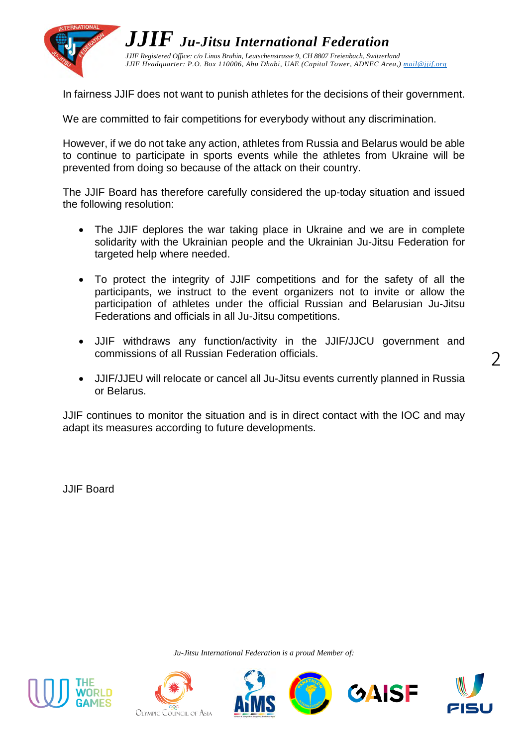In fairness JJIF does not want to punish athletes for the decisions of their government.

We are committed to fair competitions for everybody without any discrimination.

However, if we do not take any action, athletes from Russia and Belarus would be able to continue to participate in sports events while the athletes from Ukraine will be prevented from doing so because of the attack on their country.

The JJIF Board has therefore carefully considered the up-today situation and issued the following resolution:

- The JJIF deplores the war taking place in Ukraine and we are in complete solidarity with the Ukrainian people and the Ukrainian Ju-Jitsu Federation for targeted help where needed.
- To protect the integrity of JJIF competitions and for the safety of all the participants, we instruct to the event organizers not to invite or allow the participation of athletes under the official Russian and Belarusian Ju-Jitsu Federations and officials in all Ju-Jitsu competitions.
- JJIF withdraws any function/activity in the JJIF/JJCU government and commissions of all Russian Federation officials.
- JJIF/JJEU will relocate or cancel all Ju-Jitsu events currently planned in Russia or Belarus.

JJIF continues to monitor the situation and is in direct contact with the IOC and may adapt its measures according to future developments.

JJIF Board